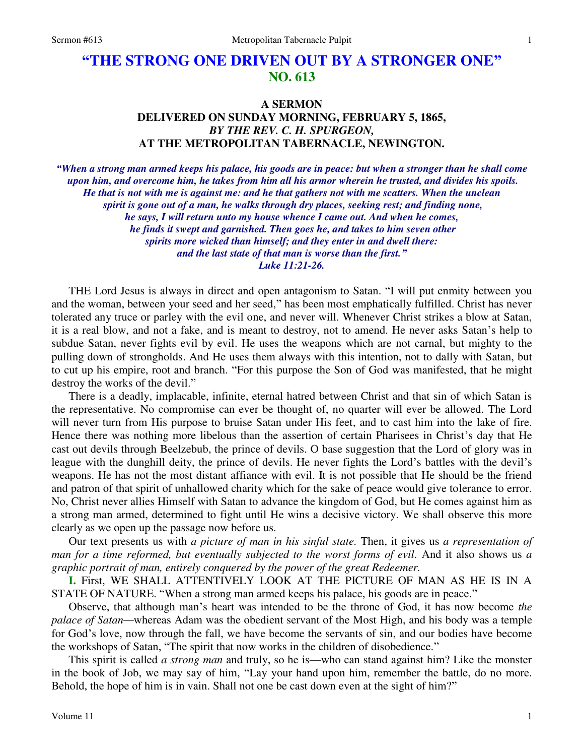# "THE STRONG ONE DRIVEN OUT BY A STRONGER ONE"
## NO. 613

### A SERMON
### DELIVERED ON SUNDAY MORNING, FEBRUARY 5, 1865,
### *BY THE REV. C. H. SPURGEON,*
### AT THE METROPOLITAN TABERNACLE, NEWINGTON.

*"When a strong man armed keeps his palace, his goods are in peace: but when a stronger than he shall come upon him, and overcome him, he takes from him all his armor wherein he trusted, and divides his spoils. He that is not with me is against me: and he that gathers not with me scatters. When the unclean spirit is gone out of a man, he walks through dry places, seeking rest; and finding none, he says, I will return unto my house whence I came out. And when he comes, he finds it swept and garnished. Then goes he, and takes to him seven other spirits more wicked than himself; and they enter in and dwell there: and the last state of that man is worse than the first."*
*Luke 11:21-26.*

THE Lord Jesus is always in direct and open antagonism to Satan. "I will put enmity between you and the woman, between your seed and her seed," has been most emphatically fulfilled. Christ has never tolerated any truce or parley with the evil one, and never will. Whenever Christ strikes a blow at Satan, it is a real blow, and not a fake, and is meant to destroy, not to amend. He never asks Satan's help to subdue Satan, never fights evil by evil. He uses the weapons which are not carnal, but mighty to the pulling down of strongholds. And He uses them always with this intention, not to dally with Satan, but to cut up his empire, root and branch. "For this purpose the Son of God was manifested, that he might destroy the works of the devil."

There is a deadly, implacable, infinite, eternal hatred between Christ and that sin of which Satan is the representative. No compromise can ever be thought of, no quarter will ever be allowed. The Lord will never turn from His purpose to bruise Satan under His feet, and to cast him into the lake of fire. Hence there was nothing more libelous than the assertion of certain Pharisees in Christ's day that He cast out devils through Beelzebub, the prince of devils. O base suggestion that the Lord of glory was in league with the dunghill deity, the prince of devils. He never fights the Lord's battles with the devil's weapons. He has not the most distant affiance with evil. It is not possible that He should be the friend and patron of that spirit of unhallowed charity which for the sake of peace would give tolerance to error. No, Christ never allies Himself with Satan to advance the kingdom of God, but He comes against him as a strong man armed, determined to fight until He wins a decisive victory. We shall observe this more clearly as we open up the passage now before us.

Our text presents us with *a picture of man in his sinful state*. Then, it gives us *a representation of man for a time reformed, but eventually subjected to the worst forms of evil*. And it also shows us *a graphic portrait of man, entirely conquered by the power of the great Redeemer.*

**I.** First, WE SHALL ATTENTIVELY LOOK AT THE PICTURE OF MAN AS HE IS IN A STATE OF NATURE. "When a strong man armed keeps his palace, his goods are in peace."

Observe, that although man's heart was intended to be the throne of God, it has now become *the palace of Satan*—whereas Adam was the obedient servant of the Most High, and his body was a temple for God's love, now through the fall, we have become the servants of sin, and our bodies have become the workshops of Satan, "The spirit that now works in the children of disobedience."

This spirit is called *a strong man* and truly, so he is—who can stand against him? Like the monster in the book of Job, we may say of him, "Lay your hand upon him, remember the battle, do no more. Behold, the hope of him is in vain. Shall not one be cast down even at the sight of him?"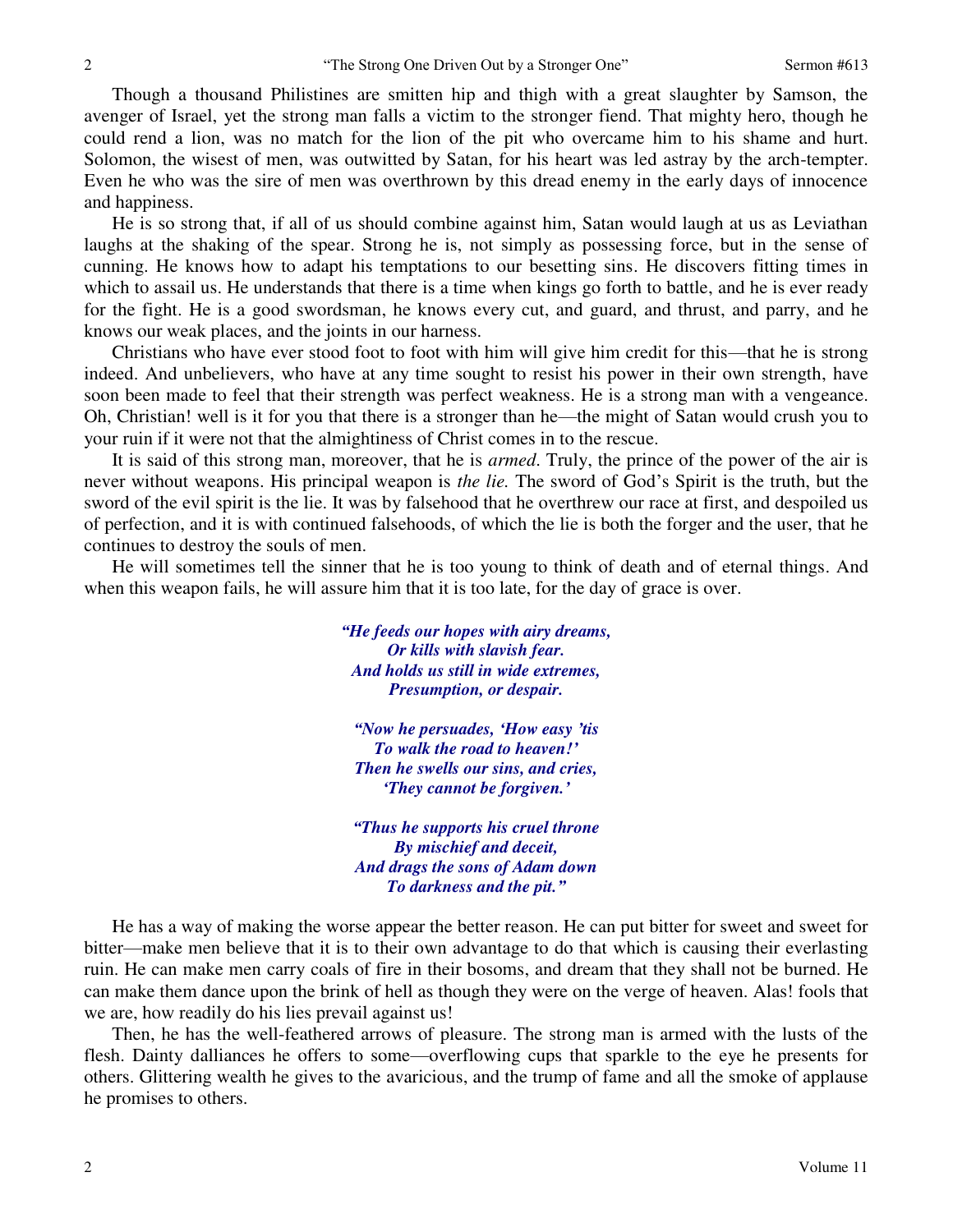Though a thousand Philistines are smitten hip and thigh with a great slaughter by Samson, the avenger of Israel, yet the strong man falls a victim to the stronger fiend. That mighty hero, though he could rend a lion, was no match for the lion of the pit who overcame him to his shame and hurt. Solomon, the wisest of men, was outwitted by Satan, for his heart was led astray by the arch-tempter. Even he who was the sire of men was overthrown by this dread enemy in the early days of innocence and happiness.

He is so strong that, if all of us should combine against him, Satan would laugh at us as Leviathan laughs at the shaking of the spear. Strong he is, not simply as possessing force, but in the sense of cunning. He knows how to adapt his temptations to our besetting sins. He discovers fitting times in which to assail us. He understands that there is a time when kings go forth to battle, and he is ever ready for the fight. He is a good swordsman, he knows every cut, and guard, and thrust, and parry, and he knows our weak places, and the joints in our harness.

Christians who have ever stood foot to foot with him will give him credit for this—that he is strong indeed. And unbelievers, who have at any time sought to resist his power in their own strength, have soon been made to feel that their strength was perfect weakness. He is a strong man with a vengeance. Oh, Christian! well is it for you that there is a stronger than he—the might of Satan would crush you to your ruin if it were not that the almightiness of Christ comes in to the rescue.

It is said of this strong man, moreover, that he is *armed*. Truly, the prince of the power of the air is never without weapons. His principal weapon is *the lie.* The sword of God's Spirit is the truth, but the sword of the evil spirit is the lie. It was by falsehood that he overthrew our race at first, and despoiled us of perfection, and it is with continued falsehoods, of which the lie is both the forger and the user, that he continues to destroy the souls of men.

He will sometimes tell the sinner that he is too young to think of death and of eternal things. And when this weapon fails, he will assure him that it is too late, for the day of grace is over.

> ***"He feeds our hopes with airy dreams,***
> ***Or kills with slavish fear.***
> ***And holds us still in wide extremes,***
> ***Presumption, or despair.***
>
> ***"Now he persuades, 'How easy 'tis***
> ***To walk the road to heaven!'***
> ***Then he swells our sins, and cries,***
> ***'They cannot be forgiven.'***
>
> ***"Thus he supports his cruel throne***
> ***By mischief and deceit,***
> ***And drags the sons of Adam down***
> ***To darkness and the pit."***

He has a way of making the worse appear the better reason. He can put bitter for sweet and sweet for bitter—make men believe that it is to their own advantage to do that which is causing their everlasting ruin. He can make men carry coals of fire in their bosoms, and dream that they shall not be burned. He can make them dance upon the brink of hell as though they were on the verge of heaven. Alas! fools that we are, how readily do his lies prevail against us!

Then, he has the well-feathered arrows of pleasure. The strong man is armed with the lusts of the flesh. Dainty dalliances he offers to some—overflowing cups that sparkle to the eye he presents for others. Glittering wealth he gives to the avaricious, and the trump of fame and all the smoke of applause he promises to others.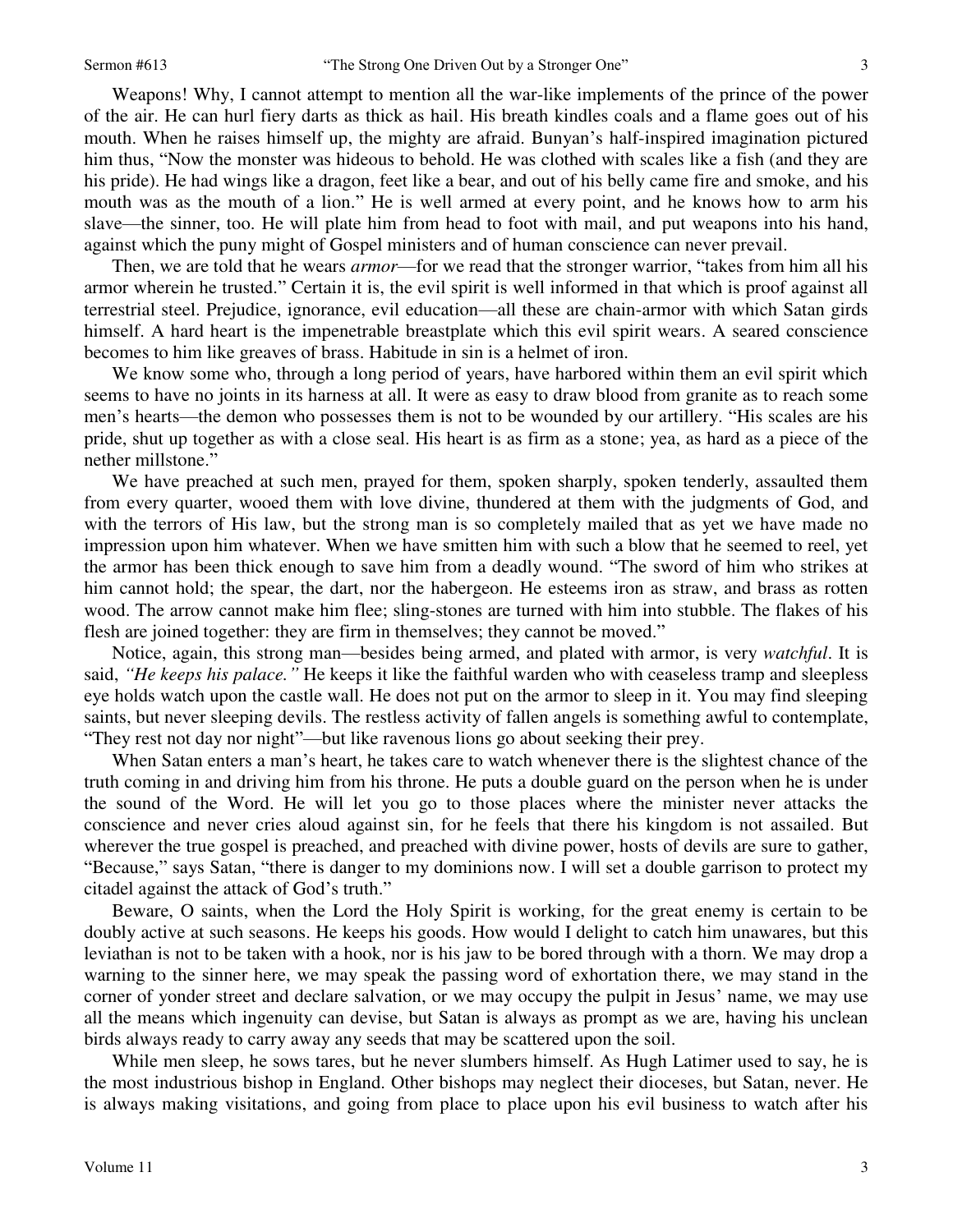Weapons! Why, I cannot attempt to mention all the war-like implements of the prince of the power of the air. He can hurl fiery darts as thick as hail. His breath kindles coals and a flame goes out of his mouth. When he raises himself up, the mighty are afraid. Bunyan's half-inspired imagination pictured him thus, "Now the monster was hideous to behold. He was clothed with scales like a fish (and they are his pride). He had wings like a dragon, feet like a bear, and out of his belly came fire and smoke, and his mouth was as the mouth of a lion." He is well armed at every point, and he knows how to arm his slave—the sinner, too. He will plate him from head to foot with mail, and put weapons into his hand, against which the puny might of Gospel ministers and of human conscience can never prevail.

Then, we are told that he wears *armor*—for we read that the stronger warrior, "takes from him all his armor wherein he trusted." Certain it is, the evil spirit is well informed in that which is proof against all terrestrial steel. Prejudice, ignorance, evil education—all these are chain-armor with which Satan girds himself. A hard heart is the impenetrable breastplate which this evil spirit wears. A seared conscience becomes to him like greaves of brass. Habitude in sin is a helmet of iron.

We know some who, through a long period of years, have harbored within them an evil spirit which seems to have no joints in its harness at all. It were as easy to draw blood from granite as to reach some men's hearts—the demon who possesses them is not to be wounded by our artillery. "His scales are his pride, shut up together as with a close seal. His heart is as firm as a stone; yea, as hard as a piece of the nether millstone."

We have preached at such men, prayed for them, spoken sharply, spoken tenderly, assaulted them from every quarter, wooed them with love divine, thundered at them with the judgments of God, and with the terrors of His law, but the strong man is so completely mailed that as yet we have made no impression upon him whatever. When we have smitten him with such a blow that he seemed to reel, yet the armor has been thick enough to save him from a deadly wound. "The sword of him who strikes at him cannot hold; the spear, the dart, nor the habergeon. He esteems iron as straw, and brass as rotten wood. The arrow cannot make him flee; sling-stones are turned with him into stubble. The flakes of his flesh are joined together: they are firm in themselves; they cannot be moved."

Notice, again, this strong man—besides being armed, and plated with armor, is very *watchful*. It is said, *"He keeps his palace."* He keeps it like the faithful warden who with ceaseless tramp and sleepless eye holds watch upon the castle wall. He does not put on the armor to sleep in it. You may find sleeping saints, but never sleeping devils. The restless activity of fallen angels is something awful to contemplate, "They rest not day nor night"—but like ravenous lions go about seeking their prey.

When Satan enters a man's heart, he takes care to watch whenever there is the slightest chance of the truth coming in and driving him from his throne. He puts a double guard on the person when he is under the sound of the Word. He will let you go to those places where the minister never attacks the conscience and never cries aloud against sin, for he feels that there his kingdom is not assailed. But wherever the true gospel is preached, and preached with divine power, hosts of devils are sure to gather, "Because," says Satan, "there is danger to my dominions now. I will set a double garrison to protect my citadel against the attack of God's truth."

Beware, O saints, when the Lord the Holy Spirit is working, for the great enemy is certain to be doubly active at such seasons. He keeps his goods. How would I delight to catch him unawares, but this leviathan is not to be taken with a hook, nor is his jaw to be bored through with a thorn. We may drop a warning to the sinner here, we may speak the passing word of exhortation there, we may stand in the corner of yonder street and declare salvation, or we may occupy the pulpit in Jesus' name, we may use all the means which ingenuity can devise, but Satan is always as prompt as we are, having his unclean birds always ready to carry away any seeds that may be scattered upon the soil.

While men sleep, he sows tares, but he never slumbers himself. As Hugh Latimer used to say, he is the most industrious bishop in England. Other bishops may neglect their dioceses, but Satan, never. He is always making visitations, and going from place to place upon his evil business to watch after his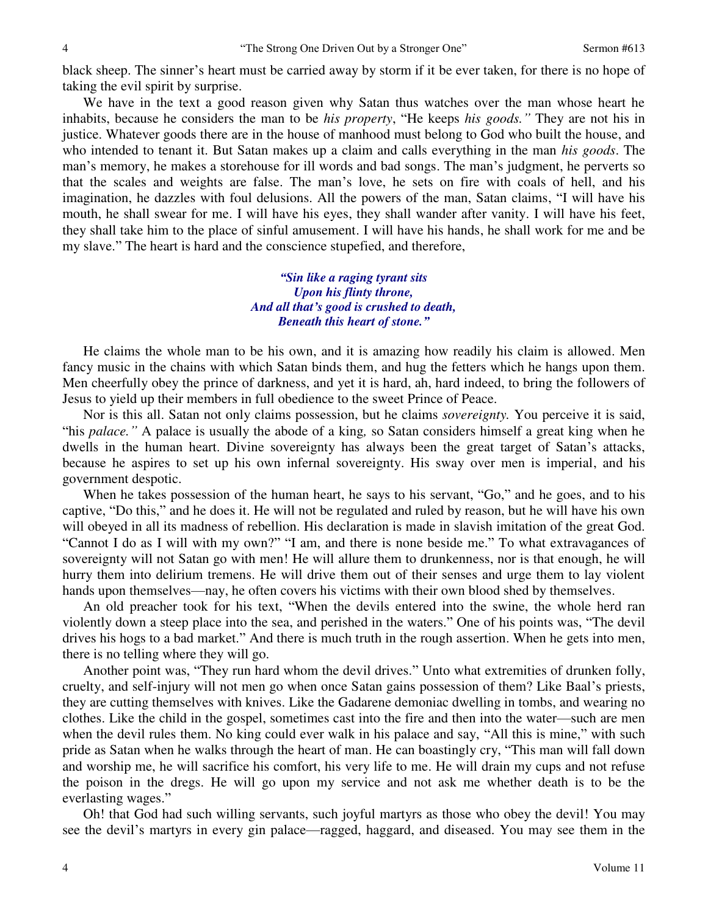black sheep. The sinner's heart must be carried away by storm if it be ever taken, for there is no hope of taking the evil spirit by surprise.

We have in the text a good reason given why Satan thus watches over the man whose heart he inhabits, because he considers the man to be *his property*, "He keeps *his goods."* They are not his in justice. Whatever goods there are in the house of manhood must belong to God who built the house, and who intended to tenant it. But Satan makes up a claim and calls everything in the man *his goods*. The man's memory, he makes a storehouse for ill words and bad songs. The man's judgment, he perverts so that the scales and weights are false. The man's love, he sets on fire with coals of hell, and his imagination, he dazzles with foul delusions. All the powers of the man, Satan claims, "I will have his mouth, he shall swear for me. I will have his eyes, they shall wander after vanity. I will have his feet, they shall take him to the place of sinful amusement. I will have his hands, he shall work for me and be my slave." The heart is hard and the conscience stupefied, and therefore,

> ***"Sin like a raging tyrant sits***
> ***Upon his flinty throne,***
> ***And all that's good is crushed to death,***
> ***Beneath this heart of stone."***

He claims the whole man to be his own, and it is amazing how readily his claim is allowed. Men fancy music in the chains with which Satan binds them, and hug the fetters which he hangs upon them. Men cheerfully obey the prince of darkness, and yet it is hard, ah, hard indeed, to bring the followers of Jesus to yield up their members in full obedience to the sweet Prince of Peace.

Nor is this all. Satan not only claims possession, but he claims *sovereignty.* You perceive it is said, "his *palace."* A palace is usually the abode of a king, so Satan considers himself a great king when he dwells in the human heart. Divine sovereignty has always been the great target of Satan's attacks, because he aspires to set up his own infernal sovereignty. His sway over men is imperial, and his government despotic.

When he takes possession of the human heart, he says to his servant, "Go," and he goes, and to his captive, "Do this," and he does it. He will not be regulated and ruled by reason, but he will have his own will obeyed in all its madness of rebellion. His declaration is made in slavish imitation of the great God. "Cannot I do as I will with my own?" "I am, and there is none beside me." To what extravagances of sovereignty will not Satan go with men! He will allure them to drunkenness, nor is that enough, he will hurry them into delirium tremens. He will drive them out of their senses and urge them to lay violent hands upon themselves—nay, he often covers his victims with their own blood shed by themselves.

An old preacher took for his text, "When the devils entered into the swine, the whole herd ran violently down a steep place into the sea, and perished in the waters." One of his points was, "The devil drives his hogs to a bad market." And there is much truth in the rough assertion. When he gets into men, there is no telling where they will go.

Another point was, "They run hard whom the devil drives." Unto what extremities of drunken folly, cruelty, and self-injury will not men go when once Satan gains possession of them? Like Baal's priests, they are cutting themselves with knives. Like the Gadarene demoniac dwelling in tombs, and wearing no clothes. Like the child in the gospel, sometimes cast into the fire and then into the water—such are men when the devil rules them. No king could ever walk in his palace and say, "All this is mine," with such pride as Satan when he walks through the heart of man. He can boastingly cry, "This man will fall down and worship me, he will sacrifice his comfort, his very life to me. He will drain my cups and not refuse the poison in the dregs. He will go upon my service and not ask me whether death is to be the everlasting wages."

Oh! that God had such willing servants, such joyful martyrs as those who obey the devil! You may see the devil's martyrs in every gin palace—ragged, haggard, and diseased. You may see them in the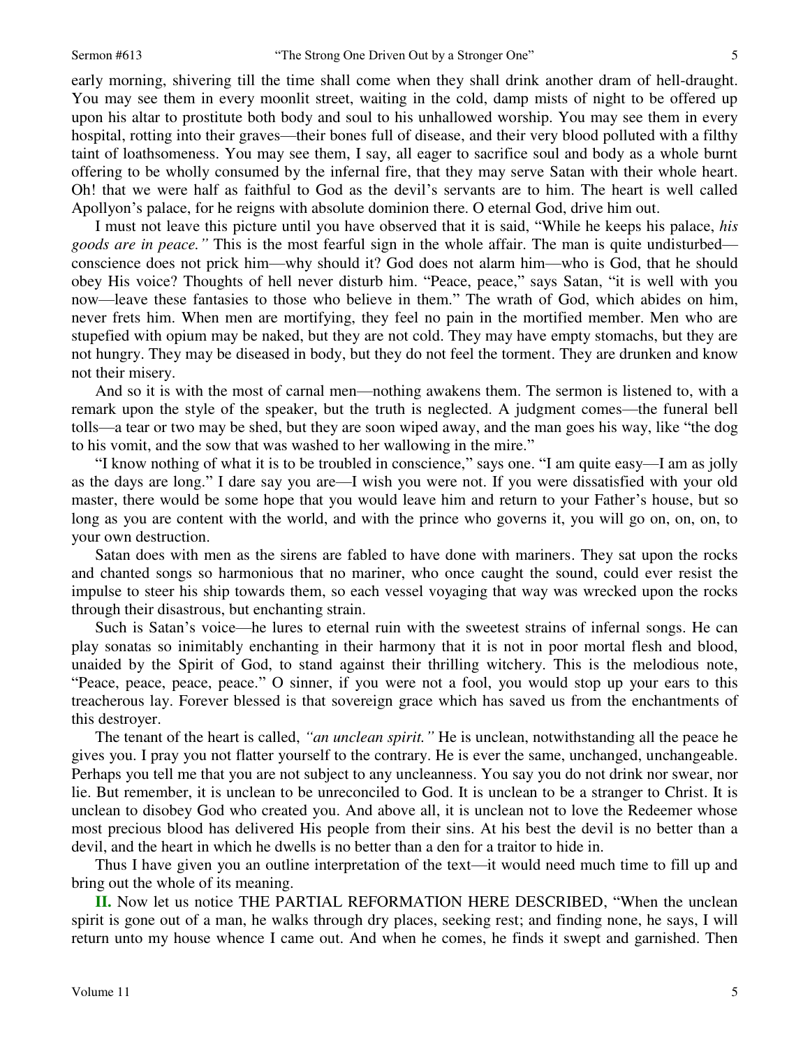early morning, shivering till the time shall come when they shall drink another dram of hell-draught. You may see them in every moonlit street, waiting in the cold, damp mists of night to be offered up upon his altar to prostitute both body and soul to his unhallowed worship. You may see them in every hospital, rotting into their graves—their bones full of disease, and their very blood polluted with a filthy taint of loathsomeness. You may see them, I say, all eager to sacrifice soul and body as a whole burnt offering to be wholly consumed by the infernal fire, that they may serve Satan with their whole heart. Oh! that we were half as faithful to God as the devil's servants are to him. The heart is well called Apollyon's palace, for he reigns with absolute dominion there. O eternal God, drive him out.

I must not leave this picture until you have observed that it is said, "While he keeps his palace, *his goods are in peace."* This is the most fearful sign in the whole affair. The man is quite undisturbed—conscience does not prick him—why should it? God does not alarm him—who is God, that he should obey His voice? Thoughts of hell never disturb him. "Peace, peace," says Satan, "it is well with you now—leave these fantasies to those who believe in them." The wrath of God, which abides on him, never frets him. When men are mortifying, they feel no pain in the mortified member. Men who are stupefied with opium may be naked, but they are not cold. They may have empty stomachs, but they are not hungry. They may be diseased in body, but they do not feel the torment. They are drunken and know not their misery.

And so it is with the most of carnal men—nothing awakens them. The sermon is listened to, with a remark upon the style of the speaker, but the truth is neglected. A judgment comes—the funeral bell tolls—a tear or two may be shed, but they are soon wiped away, and the man goes his way, like "the dog to his vomit, and the sow that was washed to her wallowing in the mire."

"I know nothing of what it is to be troubled in conscience," says one. "I am quite easy—I am as jolly as the days are long." I dare say you are—I wish you were not. If you were dissatisfied with your old master, there would be some hope that you would leave him and return to your Father's house, but so long as you are content with the world, and with the prince who governs it, you will go on, on, on, to your own destruction.

Satan does with men as the sirens are fabled to have done with mariners. They sat upon the rocks and chanted songs so harmonious that no mariner, who once caught the sound, could ever resist the impulse to steer his ship towards them, so each vessel voyaging that way was wrecked upon the rocks through their disastrous, but enchanting strain.

Such is Satan's voice—he lures to eternal ruin with the sweetest strains of infernal songs. He can play sonatas so inimitably enchanting in their harmony that it is not in poor mortal flesh and blood, unaided by the Spirit of God, to stand against their thrilling witchery. This is the melodious note, "Peace, peace, peace, peace." O sinner, if you were not a fool, you would stop up your ears to this treacherous lay. Forever blessed is that sovereign grace which has saved us from the enchantments of this destroyer.

The tenant of the heart is called, *"an unclean spirit."* He is unclean, notwithstanding all the peace he gives you. I pray you not flatter yourself to the contrary. He is ever the same, unchanged, unchangeable. Perhaps you tell me that you are not subject to any uncleanness. You say you do not drink nor swear, nor lie. But remember, it is unclean to be unreconciled to God. It is unclean to be a stranger to Christ. It is unclean to disobey God who created you. And above all, it is unclean not to love the Redeemer whose most precious blood has delivered His people from their sins. At his best the devil is no better than a devil, and the heart in which he dwells is no better than a den for a traitor to hide in.

Thus I have given you an outline interpretation of the text—it would need much time to fill up and bring out the whole of its meaning.

**II.** Now let us notice THE PARTIAL REFORMATION HERE DESCRIBED, "When the unclean spirit is gone out of a man, he walks through dry places, seeking rest; and finding none, he says, I will return unto my house whence I came out. And when he comes, he finds it swept and garnished. Then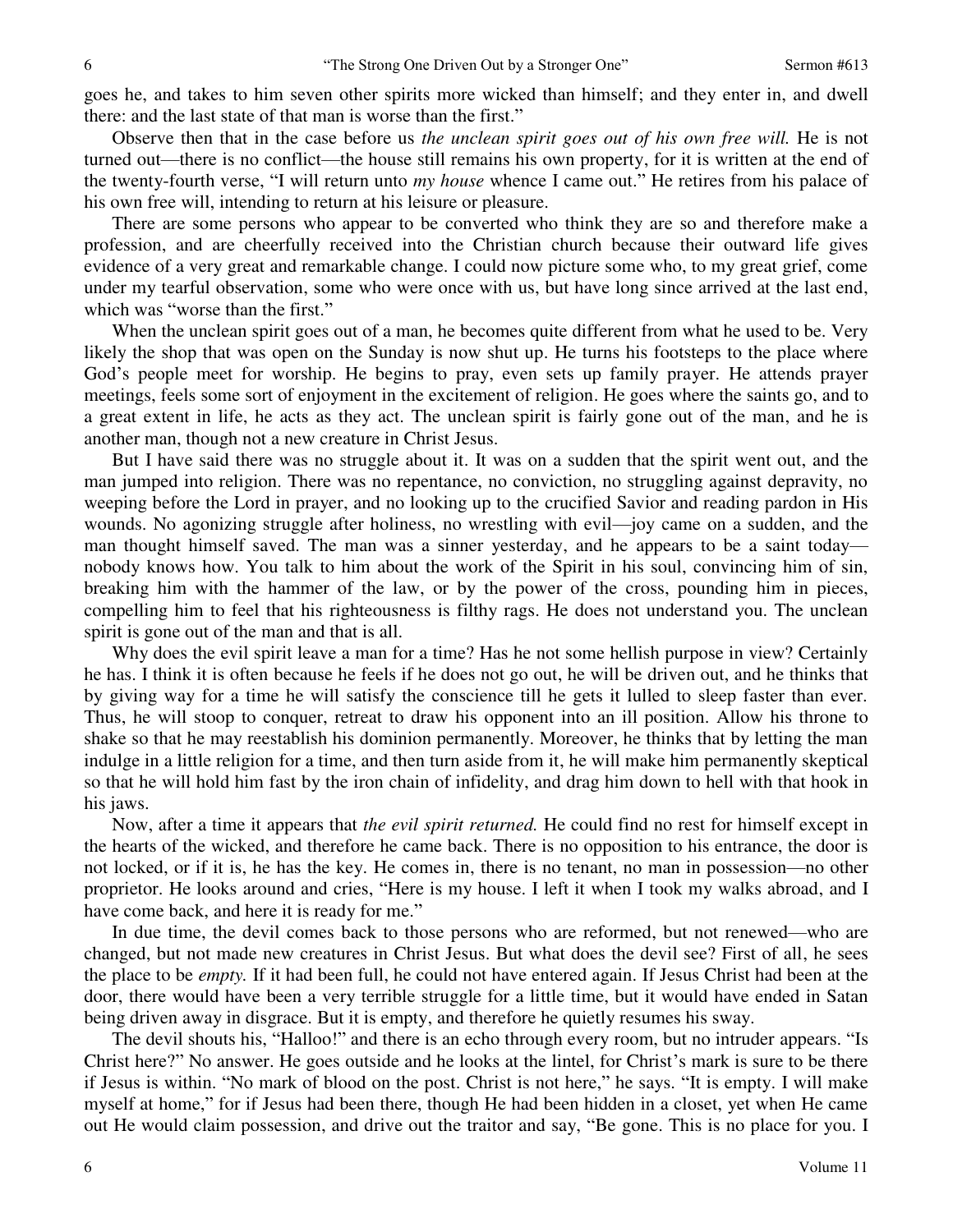goes he, and takes to him seven other spirits more wicked than himself; and they enter in, and dwell there: and the last state of that man is worse than the first."

Observe then that in the case before us *the unclean spirit goes out of his own free will.* He is not turned out—there is no conflict—the house still remains his own property, for it is written at the end of the twenty-fourth verse, "I will return unto *my house* whence I came out." He retires from his palace of his own free will, intending to return at his leisure or pleasure.

There are some persons who appear to be converted who think they are so and therefore make a profession, and are cheerfully received into the Christian church because their outward life gives evidence of a very great and remarkable change. I could now picture some who, to my great grief, come under my tearful observation, some who were once with us, but have long since arrived at the last end, which was "worse than the first."

When the unclean spirit goes out of a man, he becomes quite different from what he used to be. Very likely the shop that was open on the Sunday is now shut up. He turns his footsteps to the place where God's people meet for worship. He begins to pray, even sets up family prayer. He attends prayer meetings, feels some sort of enjoyment in the excitement of religion. He goes where the saints go, and to a great extent in life, he acts as they act. The unclean spirit is fairly gone out of the man, and he is another man, though not a new creature in Christ Jesus.

But I have said there was no struggle about it. It was on a sudden that the spirit went out, and the man jumped into religion. There was no repentance, no conviction, no struggling against depravity, no weeping before the Lord in prayer, and no looking up to the crucified Savior and reading pardon in His wounds. No agonizing struggle after holiness, no wrestling with evil—joy came on a sudden, and the man thought himself saved. The man was a sinner yesterday, and he appears to be a saint today—nobody knows how. You talk to him about the work of the Spirit in his soul, convincing him of sin, breaking him with the hammer of the law, or by the power of the cross, pounding him in pieces, compelling him to feel that his righteousness is filthy rags. He does not understand you. The unclean spirit is gone out of the man and that is all.

Why does the evil spirit leave a man for a time? Has he not some hellish purpose in view? Certainly he has. I think it is often because he feels if he does not go out, he will be driven out, and he thinks that by giving way for a time he will satisfy the conscience till he gets it lulled to sleep faster than ever. Thus, he will stoop to conquer, retreat to draw his opponent into an ill position. Allow his throne to shake so that he may reestablish his dominion permanently. Moreover, he thinks that by letting the man indulge in a little religion for a time, and then turn aside from it, he will make him permanently skeptical so that he will hold him fast by the iron chain of infidelity, and drag him down to hell with that hook in his jaws.

Now, after a time it appears that *the evil spirit returned.* He could find no rest for himself except in the hearts of the wicked, and therefore he came back. There is no opposition to his entrance, the door is not locked, or if it is, he has the key. He comes in, there is no tenant, no man in possession—no other proprietor. He looks around and cries, "Here is my house. I left it when I took my walks abroad, and I have come back, and here it is ready for me."

In due time, the devil comes back to those persons who are reformed, but not renewed—who are changed, but not made new creatures in Christ Jesus. But what does the devil see? First of all, he sees the place to be *empty.* If it had been full, he could not have entered again. If Jesus Christ had been at the door, there would have been a very terrible struggle for a little time, but it would have ended in Satan being driven away in disgrace. But it is empty, and therefore he quietly resumes his sway.

The devil shouts his, "Halloo!" and there is an echo through every room, but no intruder appears. "Is Christ here?" No answer. He goes outside and he looks at the lintel, for Christ's mark is sure to be there if Jesus is within. "No mark of blood on the post. Christ is not here," he says. "It is empty. I will make myself at home," for if Jesus had been there, though He had been hidden in a closet, yet when He came out He would claim possession, and drive out the traitor and say, "Be gone. This is no place for you. I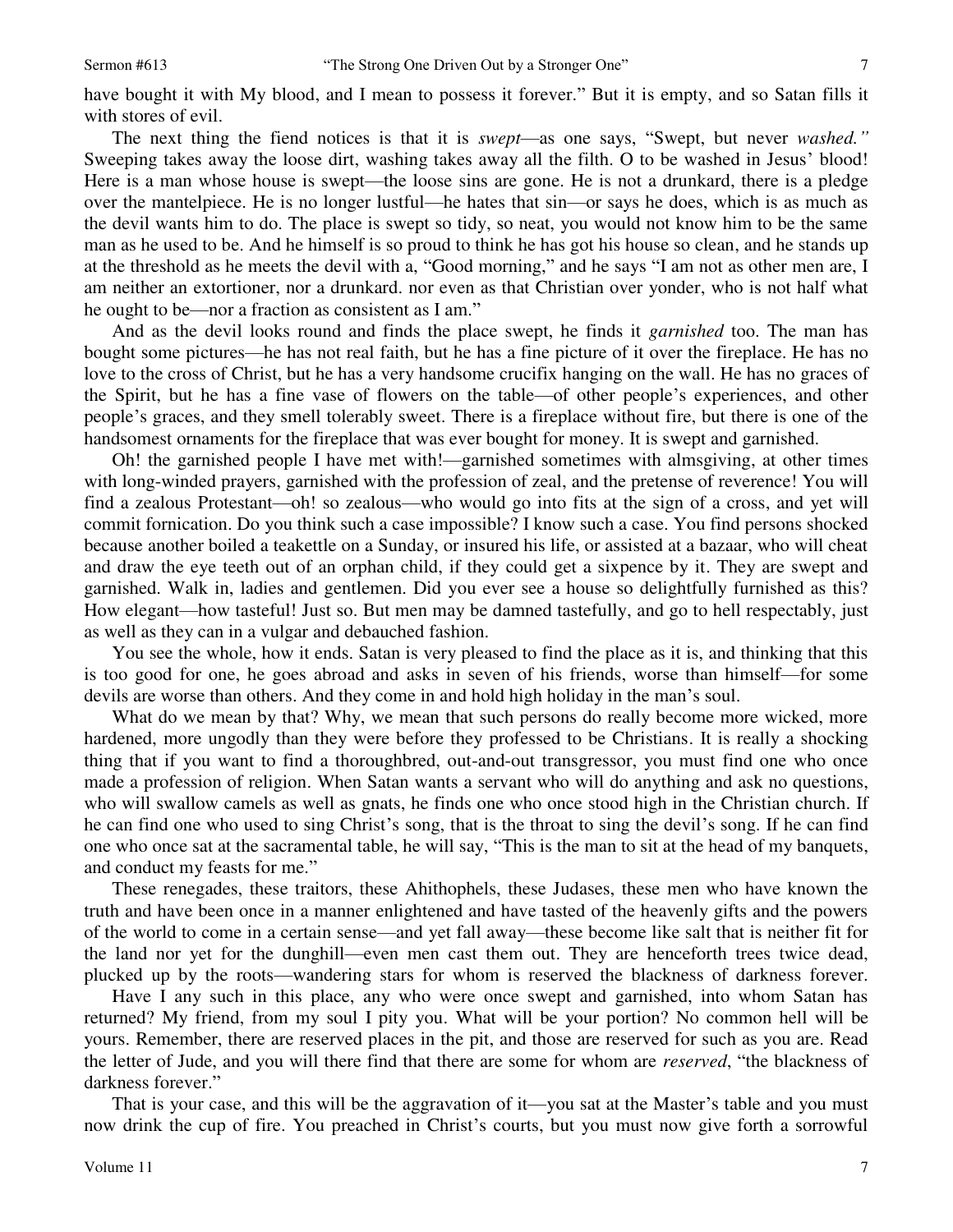have bought it with My blood, and I mean to possess it forever." But it is empty, and so Satan fills it with stores of evil.

The next thing the fiend notices is that it is *swept*—as one says, "Swept, but never *washed."* Sweeping takes away the loose dirt, washing takes away all the filth. O to be washed in Jesus' blood! Here is a man whose house is swept—the loose sins are gone. He is not a drunkard, there is a pledge over the mantelpiece. He is no longer lustful—he hates that sin—or says he does, which is as much as the devil wants him to do. The place is swept so tidy, so neat, you would not know him to be the same man as he used to be. And he himself is so proud to think he has got his house so clean, and he stands up at the threshold as he meets the devil with a, "Good morning," and he says "I am not as other men are, I am neither an extortioner, nor a drunkard. nor even as that Christian over yonder, who is not half what he ought to be—nor a fraction as consistent as I am."

And as the devil looks round and finds the place swept, he finds it *garnished* too. The man has bought some pictures—he has not real faith, but he has a fine picture of it over the fireplace. He has no love to the cross of Christ, but he has a very handsome crucifix hanging on the wall. He has no graces of the Spirit, but he has a fine vase of flowers on the table—of other people's experiences, and other people's graces, and they smell tolerably sweet. There is a fireplace without fire, but there is one of the handsomest ornaments for the fireplace that was ever bought for money. It is swept and garnished.

Oh! the garnished people I have met with!—garnished sometimes with almsgiving, at other times with long-winded prayers, garnished with the profession of zeal, and the pretense of reverence! You will find a zealous Protestant—oh! so zealous—who would go into fits at the sign of a cross, and yet will commit fornication. Do you think such a case impossible? I know such a case. You find persons shocked because another boiled a teakettle on a Sunday, or insured his life, or assisted at a bazaar, who will cheat and draw the eye teeth out of an orphan child, if they could get a sixpence by it. They are swept and garnished. Walk in, ladies and gentlemen. Did you ever see a house so delightfully furnished as this? How elegant—how tasteful! Just so. But men may be damned tastefully, and go to hell respectably, just as well as they can in a vulgar and debauched fashion.

You see the whole, how it ends. Satan is very pleased to find the place as it is, and thinking that this is too good for one, he goes abroad and asks in seven of his friends, worse than himself—for some devils are worse than others. And they come in and hold high holiday in the man's soul.

What do we mean by that? Why, we mean that such persons do really become more wicked, more hardened, more ungodly than they were before they professed to be Christians. It is really a shocking thing that if you want to find a thoroughbred, out-and-out transgressor, you must find one who once made a profession of religion. When Satan wants a servant who will do anything and ask no questions, who will swallow camels as well as gnats, he finds one who once stood high in the Christian church. If he can find one who used to sing Christ's song, that is the throat to sing the devil's song. If he can find one who once sat at the sacramental table, he will say, "This is the man to sit at the head of my banquets, and conduct my feasts for me."

These renegades, these traitors, these Ahithophels, these Judases, these men who have known the truth and have been once in a manner enlightened and have tasted of the heavenly gifts and the powers of the world to come in a certain sense—and yet fall away—these become like salt that is neither fit for the land nor yet for the dunghill—even men cast them out. They are henceforth trees twice dead, plucked up by the roots—wandering stars for whom is reserved the blackness of darkness forever.

Have I any such in this place, any who were once swept and garnished, into whom Satan has returned? My friend, from my soul I pity you. What will be your portion? No common hell will be yours. Remember, there are reserved places in the pit, and those are reserved for such as you are. Read the letter of Jude, and you will there find that there are some for whom are *reserved*, "the blackness of darkness forever."

That is your case, and this will be the aggravation of it—you sat at the Master's table and you must now drink the cup of fire. You preached in Christ's courts, but you must now give forth a sorrowful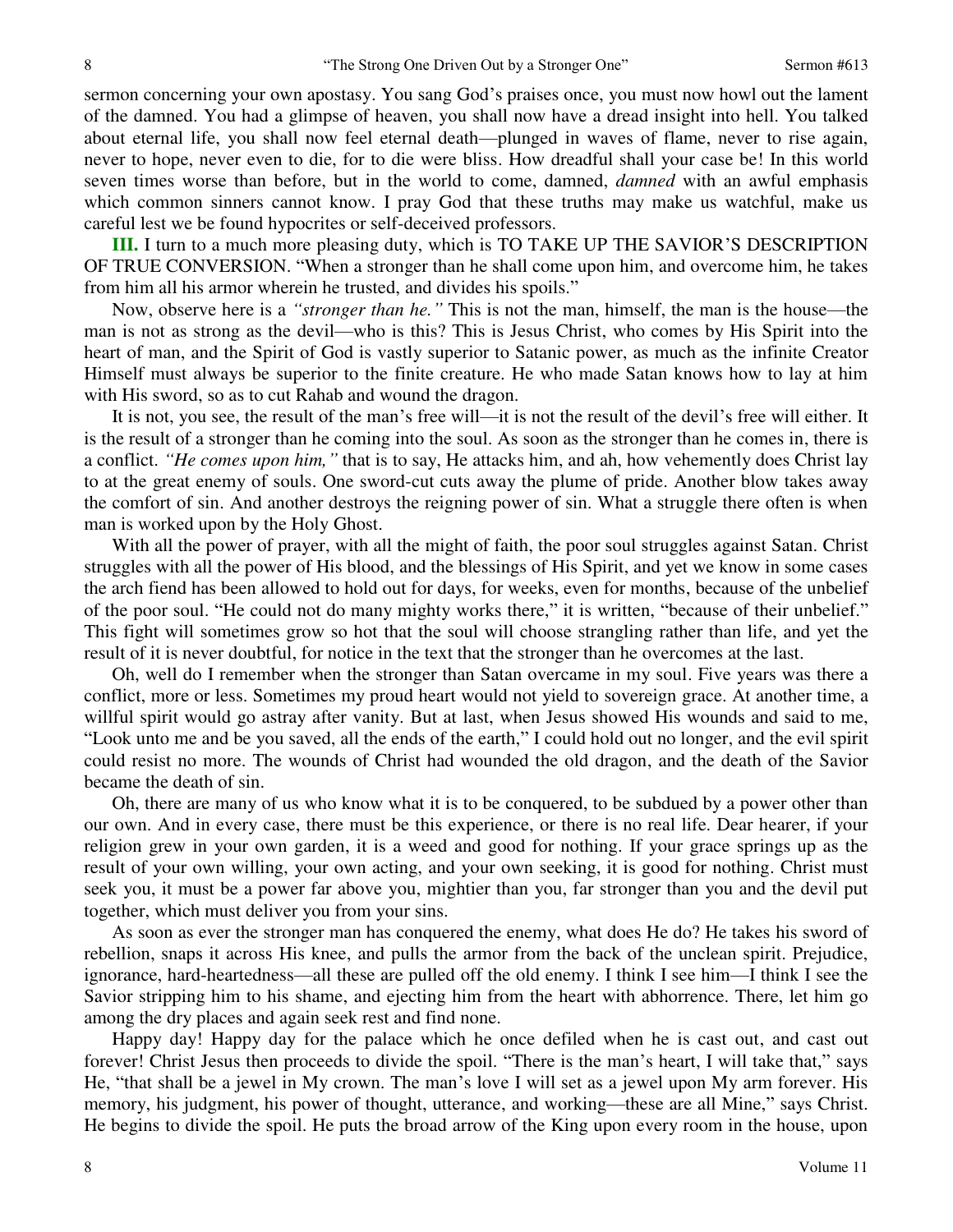sermon concerning your own apostasy. You sang God's praises once, you must now howl out the lament of the damned. You had a glimpse of heaven, you shall now have a dread insight into hell. You talked about eternal life, you shall now feel eternal death—plunged in waves of flame, never to rise again, never to hope, never even to die, for to die were bliss. How dreadful shall your case be! In this world seven times worse than before, but in the world to come, damned, *damned* with an awful emphasis which common sinners cannot know. I pray God that these truths may make us watchful, make us careful lest we be found hypocrites or self-deceived professors.

**III.** I turn to a much more pleasing duty, which is TO TAKE UP THE SAVIOR'S DESCRIPTION OF TRUE CONVERSION. "When a stronger than he shall come upon him, and overcome him, he takes from him all his armor wherein he trusted, and divides his spoils."

Now, observe here is a *"stronger than he."* This is not the man, himself, the man is the house—the man is not as strong as the devil—who is this? This is Jesus Christ, who comes by His Spirit into the heart of man, and the Spirit of God is vastly superior to Satanic power, as much as the infinite Creator Himself must always be superior to the finite creature. He who made Satan knows how to lay at him with His sword, so as to cut Rahab and wound the dragon.

It is not, you see, the result of the man's free will—it is not the result of the devil's free will either. It is the result of a stronger than he coming into the soul. As soon as the stronger than he comes in, there is a conflict. *"He comes upon him,"* that is to say, He attacks him, and ah, how vehemently does Christ lay to at the great enemy of souls. One sword-cut cuts away the plume of pride. Another blow takes away the comfort of sin. And another destroys the reigning power of sin. What a struggle there often is when man is worked upon by the Holy Ghost.

With all the power of prayer, with all the might of faith, the poor soul struggles against Satan. Christ struggles with all the power of His blood, and the blessings of His Spirit, and yet we know in some cases the arch fiend has been allowed to hold out for days, for weeks, even for months, because of the unbelief of the poor soul. "He could not do many mighty works there," it is written, "because of their unbelief." This fight will sometimes grow so hot that the soul will choose strangling rather than life, and yet the result of it is never doubtful, for notice in the text that the stronger than he overcomes at the last.

Oh, well do I remember when the stronger than Satan overcame in my soul. Five years was there a conflict, more or less. Sometimes my proud heart would not yield to sovereign grace. At another time, a willful spirit would go astray after vanity. But at last, when Jesus showed His wounds and said to me, "Look unto me and be you saved, all the ends of the earth," I could hold out no longer, and the evil spirit could resist no more. The wounds of Christ had wounded the old dragon, and the death of the Savior became the death of sin.

Oh, there are many of us who know what it is to be conquered, to be subdued by a power other than our own. And in every case, there must be this experience, or there is no real life. Dear hearer, if your religion grew in your own garden, it is a weed and good for nothing. If your grace springs up as the result of your own willing, your own acting, and your own seeking, it is good for nothing. Christ must seek you, it must be a power far above you, mightier than you, far stronger than you and the devil put together, which must deliver you from your sins.

As soon as ever the stronger man has conquered the enemy, what does He do? He takes his sword of rebellion, snaps it across His knee, and pulls the armor from the back of the unclean spirit. Prejudice, ignorance, hard-heartedness—all these are pulled off the old enemy. I think I see him—I think I see the Savior stripping him to his shame, and ejecting him from the heart with abhorrence. There, let him go among the dry places and again seek rest and find none.

Happy day! Happy day for the palace which he once defiled when he is cast out, and cast out forever! Christ Jesus then proceeds to divide the spoil. "There is the man's heart, I will take that," says He, "that shall be a jewel in My crown. The man's love I will set as a jewel upon My arm forever. His memory, his judgment, his power of thought, utterance, and working—these are all Mine," says Christ. He begins to divide the spoil. He puts the broad arrow of the King upon every room in the house, upon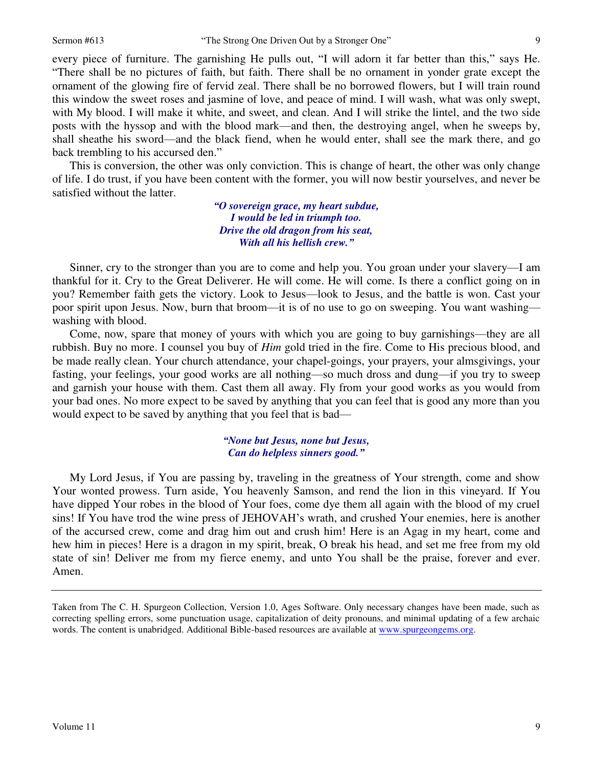every piece of furniture. The garnishing He pulls out, "I will adorn it far better than this," says He. "There shall be no pictures of faith, but faith. There shall be no ornament in yonder grate except the ornament of the glowing fire of fervid zeal. There shall be no borrowed flowers, but I will train round this window the sweet roses and jasmine of love, and peace of mind. I will wash, what was only swept, with My blood. I will make it white, and sweet, and clean. And I will strike the lintel, and the two side posts with the hyssop and with the blood mark—and then, the destroying angel, when he sweeps by, shall sheathe his sword—and the black fiend, when he would enter, shall see the mark there, and go back trembling to his accursed den."

This is conversion, the other was only conviction. This is change of heart, the other was only change of life. I do trust, if you have been content with the former, you will now bestir yourselves, and never be satisfied without the latter.

> ***"O sovereign grace, my heart subdue,***
> ***I would be led in triumph too.***
> ***Drive the old dragon from his seat,***
> ***With all his hellish crew."***

Sinner, cry to the stronger than you are to come and help you. You groan under your slavery—I am thankful for it. Cry to the Great Deliverer. He will come. He will come. Is there a conflict going on in you? Remember faith gets the victory. Look to Jesus—look to Jesus, and the battle is won. Cast your poor spirit upon Jesus. Now, burn that broom—it is of no use to go on sweeping. You want washing—washing with blood.

Come, now, spare that money of yours with which you are going to buy garnishings—they are all rubbish. Buy no more. I counsel you buy of *Him* gold tried in the fire. Come to His precious blood, and be made really clean. Your church attendance, your chapel-goings, your prayers, your almsgivings, your fasting, your feelings, your good works are all nothing—so much dross and dung—if you try to sweep and garnish your house with them. Cast them all away. Fly from your good works as you would from your bad ones. No more expect to be saved by anything that you can feel that is good any more than you would expect to be saved by anything that you feel that is bad—

> ***"None but Jesus, none but Jesus,***
> ***Can do helpless sinners good."***

My Lord Jesus, if You are passing by, traveling in the greatness of Your strength, come and show Your wonted prowess. Turn aside, You heavenly Samson, and rend the lion in this vineyard. If You have dipped Your robes in the blood of Your foes, come dye them all again with the blood of my cruel sins! If You have trod the wine press of JEHOVAH's wrath, and crushed Your enemies, here is another of the accursed crew, come and drag him out and crush him! Here is an Agag in my heart, come and hew him in pieces! Here is a dragon in my spirit, break, O break his head, and set me free from my old state of sin! Deliver me from my fierce enemy, and unto You shall be the praise, forever and ever. Amen.

---

Taken from The C. H. Spurgeon Collection, Version 1.0, Ages Software. Only necessary changes have been made, such as correcting spelling errors, some punctuation usage, capitalization of deity pronouns, and minimal updating of a few archaic words. The content is unabridged. Additional Bible-based resources are available at www.spurgeongems.org.